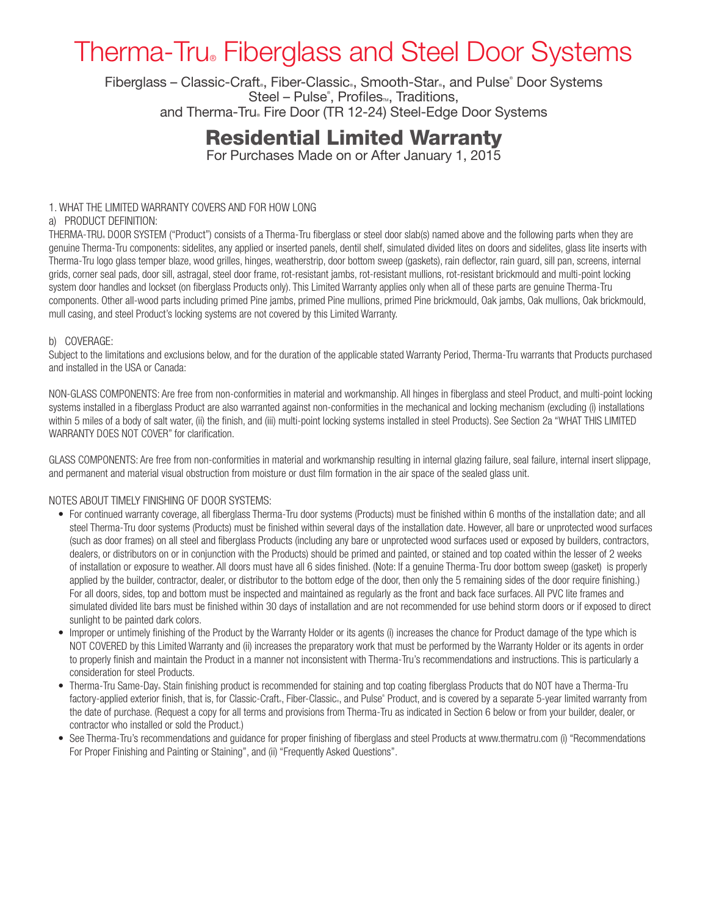# Therma-Tru® Fiberglass and Steel Door Systems

Fiberglass – Classic-Craft®, Fiber-Classic®, Smooth-Star®, and Pulse® Door Systems
Steel – Pulse®, Profiles™, Traditions,
and Therma-Tru® Fire Door (TR 12-24) Steel-Edge Door Systems

## Residential Limited Warranty

For Purchases Made on or After January 1, 2015

### 1. WHAT THE LIMITED WARRANTY COVERS AND FOR HOW LONG

a) PRODUCT DEFINITION:

THERMA-TRU® DOOR SYSTEM ("Product") consists of a Therma-Tru fiberglass or steel door slab(s) named above and the following parts when they are genuine Therma-Tru components: sidelites, any applied or inserted panels, dentil shelf, simulated divided lites on doors and sidelites, glass lite inserts with Therma-Tru logo glass temper blaze, wood grilles, hinges, weatherstrip, door bottom sweep (gaskets), rain deflector, rain guard, sill pan, screens, internal grids, corner seal pads, door sill, astragal, steel door frame, rot-resistant jambs, rot-resistant mullions, rot-resistant brickmould and multi-point locking system door handles and lockset (on fiberglass Products only). This Limited Warranty applies only when all of these parts are genuine Therma-Tru components. Other all-wood parts including primed Pine jambs, primed Pine mullions, primed Pine brickmould, Oak jambs, Oak mullions, Oak brickmould, mull casing, and steel Product's locking systems are not covered by this Limited Warranty.

b) COVERAGE:

Subject to the limitations and exclusions below, and for the duration of the applicable stated Warranty Period, Therma-Tru warrants that Products purchased and installed in the USA or Canada:

NON-GLASS COMPONENTS: Are free from non-conformities in material and workmanship. All hinges in fiberglass and steel Product, and multi-point locking systems installed in a fiberglass Product are also warranted against non-conformities in the mechanical and locking mechanism (excluding (i) installations within 5 miles of a body of salt water, (ii) the finish, and (iii) multi-point locking systems installed in steel Products). See Section 2a "WHAT THIS LIMITED WARRANTY DOES NOT COVER" for clarification.

GLASS COMPONENTS: Are free from non-conformities in material and workmanship resulting in internal glazing failure, seal failure, internal insert slippage, and permanent and material visual obstruction from moisture or dust film formation in the air space of the sealed glass unit.

NOTES ABOUT TIMELY FINISHING OF DOOR SYSTEMS:

- For continued warranty coverage, all fiberglass Therma-Tru door systems (Products) must be finished within 6 months of the installation date; and all steel Therma-Tru door systems (Products) must be finished within several days of the installation date. However, all bare or unprotected wood surfaces (such as door frames) on all steel and fiberglass Products (including any bare or unprotected wood surfaces used or exposed by builders, contractors, dealers, or distributors on or in conjunction with the Products) should be primed and painted, or stained and top coated within the lesser of 2 weeks of installation or exposure to weather. All doors must have all 6 sides finished. (Note: If a genuine Therma-Tru door bottom sweep (gasket) is properly applied by the builder, contractor, dealer, or distributor to the bottom edge of the door, then only the 5 remaining sides of the door require finishing.) For all doors, sides, top and bottom must be inspected and maintained as regularly as the front and back face surfaces. All PVC lite frames and simulated divided lite bars must be finished within 30 days of installation and are not recommended for use behind storm doors or if exposed to direct sunlight to be painted dark colors.
- Improper or untimely finishing of the Product by the Warranty Holder or its agents (i) increases the chance for Product damage of the type which is NOT COVERED by this Limited Warranty and (ii) increases the preparatory work that must be performed by the Warranty Holder or its agents in order to properly finish and maintain the Product in a manner not inconsistent with Therma-Tru's recommendations and instructions. This is particularly a consideration for steel Products.
- Therma-Tru Same-Day® Stain finishing product is recommended for staining and top coating fiberglass Products that do NOT have a Therma-Tru factory-applied exterior finish, that is, for Classic-Craft®, Fiber-Classic®, and Pulse® Product, and is covered by a separate 5-year limited warranty from the date of purchase. (Request a copy for all terms and provisions from Therma-Tru as indicated in Section 6 below or from your builder, dealer, or contractor who installed or sold the Product.)
- See Therma-Tru's recommendations and guidance for proper finishing of fiberglass and steel Products at www.thermatru.com (i) "Recommendations For Proper Finishing and Painting or Staining", and (ii) "Frequently Asked Questions".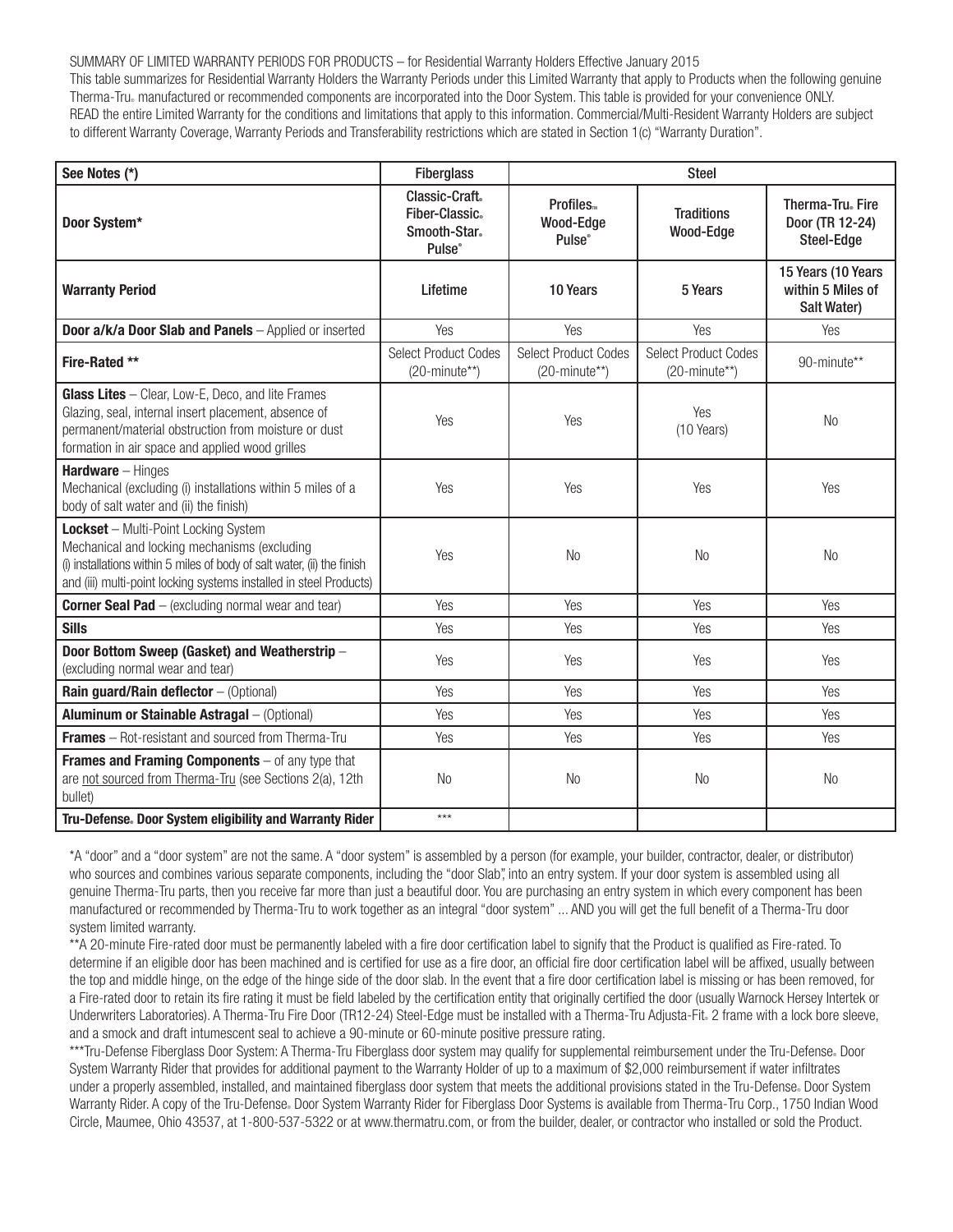SUMMARY OF LIMITED WARRANTY PERIODS FOR PRODUCTS – for Residential Warranty Holders Effective January 2015

This table summarizes for Residential Warranty Holders the Warranty Periods under this Limited Warranty that apply to Products when the following genuine Therma-Tru® manufactured or recommended components are incorporated into the Door System. This table is provided for your convenience ONLY.

READ the entire Limited Warranty for the conditions and limitations that apply to this information. Commercial/Multi-Resident Warranty Holders are subject to different Warranty Coverage, Warranty Periods and Transferability restrictions which are stated in Section 1(c) "Warranty Duration".

| See Notes (*) | Fiberglass | Steel | | |
|---|---|---|---|---|
| **Door System*** | **Classic-Craft® Fiber-Classic® Smooth-Star® Pulse®** | **Profiles™ Wood-Edge Pulse®** | **Traditions Wood-Edge** | **Therma-Tru® Fire Door (TR 12-24) Steel-Edge** |
| **Warranty Period** | **Lifetime** | **10 Years** | **5 Years** | **15 Years (10 Years within 5 Miles of Salt Water)** |
| **Door a/k/a Door Slab and Panels** – Applied or inserted | Yes | Yes | Yes | Yes |
| **Fire-Rated \*\*** | Select Product Codes (20-minute\*\*) | Select Product Codes (20-minute\*\*) | Select Product Codes (20-minute\*\*) | 90-minute\*\* |
| **Glass Lites** – Clear, Low-E, Deco, and lite Frames Glazing, seal, internal insert placement, absence of permanent/material obstruction from moisture or dust formation in air space and applied wood grilles | Yes | Yes | Yes (10 Years) | No |
| **Hardware** – Hinges Mechanical (excluding (i) installations within 5 miles of a body of salt water and (ii) the finish) | Yes | Yes | Yes | Yes |
| **Lockset** – Multi-Point Locking System Mechanical and locking mechanisms (excluding (i) installations within 5 miles of body of salt water, (ii) the finish and (iii) multi-point locking systems installed in steel Products) | Yes | No | No | No |
| **Corner Seal Pad** – (excluding normal wear and tear) | Yes | Yes | Yes | Yes |
| **Sills** | Yes | Yes | Yes | Yes |
| **Door Bottom Sweep (Gasket) and Weatherstrip** – (excluding normal wear and tear) | Yes | Yes | Yes | Yes |
| **Rain guard/Rain deflector** – (Optional) | Yes | Yes | Yes | Yes |
| **Aluminum or Stainable Astragal** – (Optional) | Yes | Yes | Yes | Yes |
| **Frames** – Rot-resistant and sourced from Therma-Tru | Yes | Yes | Yes | Yes |
| **Frames and Framing Components** – of any type that are not sourced from Therma-Tru (see Sections 2(a), 12th bullet) | No | No | No | No |
| **Tru-Defense® Door System eligibility and Warranty Rider** | \*\*\* | | | |

\*A "door" and a "door system" are not the same. A "door system" is assembled by a person (for example, your builder, contractor, dealer, or distributor) who sources and combines various separate components, including the "door Slab", into an entry system. If your door system is assembled using all genuine Therma-Tru parts, then you receive far more than just a beautiful door. You are purchasing an entry system in which every component has been manufactured or recommended by Therma-Tru to work together as an integral "door system" ... AND you will get the full benefit of a Therma-Tru door system limited warranty.

\*\*A 20-minute Fire-rated door must be permanently labeled with a fire door certification label to signify that the Product is qualified as Fire-rated. To determine if an eligible door has been machined and is certified for use as a fire door, an official fire door certification label will be affixed, usually between the top and middle hinge, on the edge of the hinge side of the door slab. In the event that a fire door certification label is missing or has been removed, for a Fire-rated door to retain its fire rating it must be field labeled by the certification entity that originally certified the door (usually Warnock Hersey Intertek or Underwriters Laboratories). A Therma-Tru Fire Door (TR12-24) Steel-Edge must be installed with a Therma-Tru Adjusta-Fit® 2 frame with a lock bore sleeve, and a smock and draft intumescent seal to achieve a 90-minute or 60-minute positive pressure rating.

\*\*\*Tru-Defense Fiberglass Door System: A Therma-Tru Fiberglass door system may qualify for supplemental reimbursement under the Tru-Defense® Door System Warranty Rider that provides for additional payment to the Warranty Holder of up to a maximum of $2,000 reimbursement if water infiltrates under a properly assembled, installed, and maintained fiberglass door system that meets the additional provisions stated in the Tru-Defense® Door System Warranty Rider. A copy of the Tru-Defense® Door System Warranty Rider for Fiberglass Door Systems is available from Therma-Tru Corp., 1750 Indian Wood Circle, Maumee, Ohio 43537, at 1-800-537-5322 or at www.thermatru.com, or from the builder, dealer, or contractor who installed or sold the Product.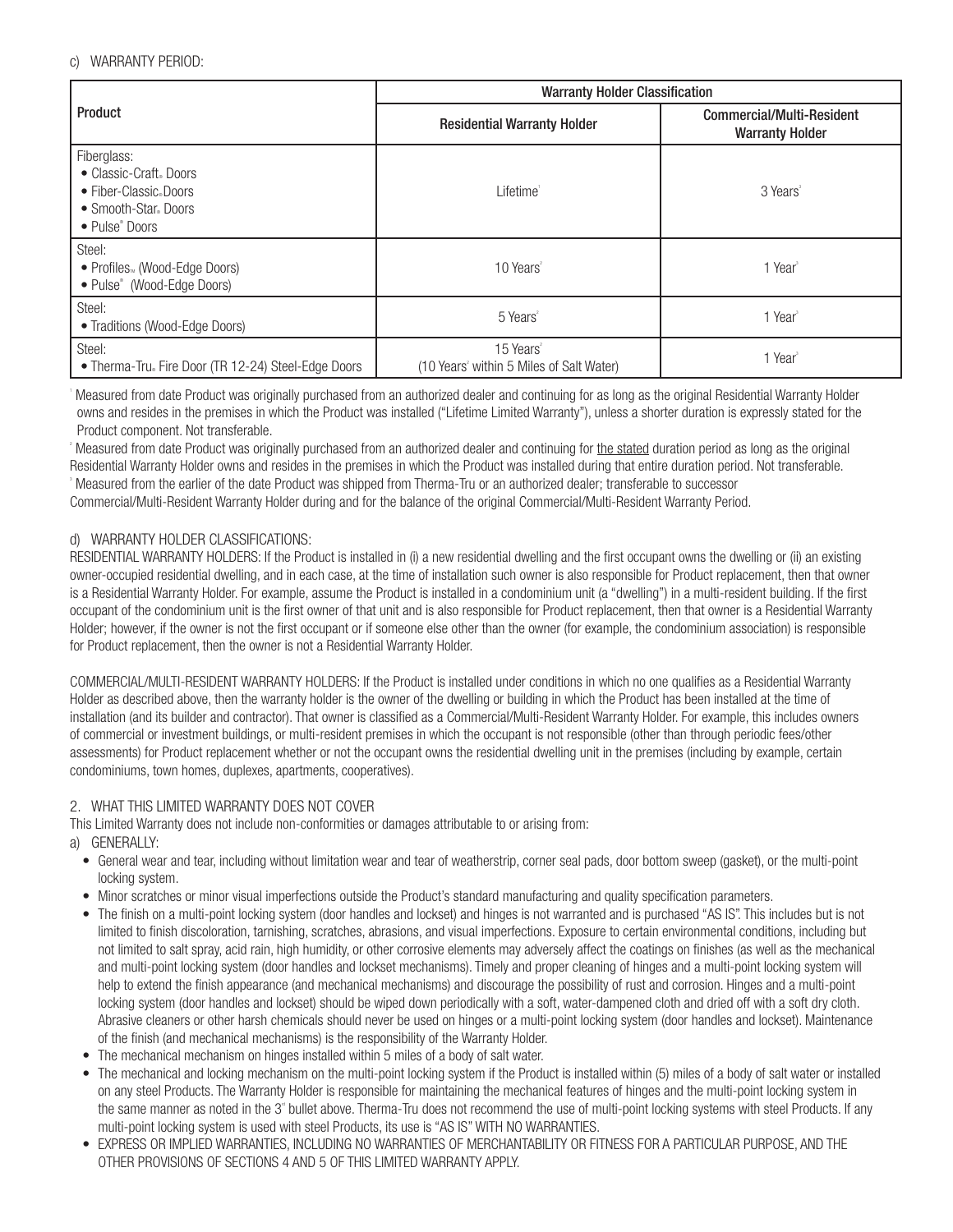c) WARRANTY PERIOD:

| Product | Warranty Holder Classification | |
|---|---|---|
| | Residential Warranty Holder | Commercial/Multi-Resident Warranty Holder |
| Fiberglass:<br>• Classic-Craft® Doors<br>• Fiber-Classic® Doors<br>• Smooth-Star® Doors<br>• Pulse® Doors | Lifetime[1] | 3 Years[3] |
| Steel:<br>• Profiles™ (Wood-Edge Doors)<br>• Pulse® (Wood-Edge Doors) | 10 Years[2] | 1 Year[3] |
| Steel:<br>• Traditions (Wood-Edge Doors) | 5 Years[2] | 1 Year[3] |
| Steel:<br>• Therma-Tru® Fire Door (TR 12-24) Steel-Edge Doors | 15 Years[2]<br>(10 Years[2] within 5 Miles of Salt Water) | 1 Year[3] |

[1] Measured from date Product was originally purchased from an authorized dealer and continuing for as long as the original Residential Warranty Holder owns and resides in the premises in which the Product was installed ("Lifetime Limited Warranty"), unless a shorter duration is expressly stated for the Product component. Not transferable.

[2] Measured from date Product was originally purchased from an authorized dealer and continuing for the stated duration period as long as the original Residential Warranty Holder owns and resides in the premises in which the Product was installed during that entire duration period. Not transferable.

[3] Measured from the earlier of the date Product was shipped from Therma-Tru or an authorized dealer; transferable to successor Commercial/Multi-Resident Warranty Holder during and for the balance of the original Commercial/Multi-Resident Warranty Period.

d) WARRANTY HOLDER CLASSIFICATIONS:

RESIDENTIAL WARRANTY HOLDERS: If the Product is installed in (i) a new residential dwelling and the first occupant owns the dwelling or (ii) an existing owner-occupied residential dwelling, and in each case, at the time of installation such owner is also responsible for Product replacement, then that owner is a Residential Warranty Holder. For example, assume the Product is installed in a condominium unit (a "dwelling") in a multi-resident building. If the first occupant of the condominium unit is the first owner of that unit and is also responsible for Product replacement, then that owner is a Residential Warranty Holder; however, if the owner is not the first occupant or if someone else other than the owner (for example, the condominium association) is responsible for Product replacement, then the owner is not a Residential Warranty Holder.

COMMERCIAL/MULTI-RESIDENT WARRANTY HOLDERS: If the Product is installed under conditions in which no one qualifies as a Residential Warranty Holder as described above, then the warranty holder is the owner of the dwelling or building in which the Product has been installed at the time of installation (and its builder and contractor). That owner is classified as a Commercial/Multi-Resident Warranty Holder. For example, this includes owners of commercial or investment buildings, or multi-resident premises in which the occupant is not responsible (other than through periodic fees/other assessments) for Product replacement whether or not the occupant owns the residential dwelling unit in the premises (including by example, certain condominiums, town homes, duplexes, apartments, cooperatives).

2. WHAT THIS LIMITED WARRANTY DOES NOT COVER

This Limited Warranty does not include non-conformities or damages attributable to or arising from:

a) GENERALLY:

- General wear and tear, including without limitation wear and tear of weatherstrip, corner seal pads, door bottom sweep (gasket), or the multi-point locking system.
- Minor scratches or minor visual imperfections outside the Product's standard manufacturing and quality specification parameters.
- The finish on a multi-point locking system (door handles and lockset) and hinges is not warranted and is purchased "AS IS". This includes but is not limited to finish discoloration, tarnishing, scratches, abrasions, and visual imperfections. Exposure to certain environmental conditions, including but not limited to salt spray, acid rain, high humidity, or other corrosive elements may adversely affect the coatings on finishes (as well as the mechanical and multi-point locking system (door handles and lockset mechanisms). Timely and proper cleaning of hinges and a multi-point locking system will help to extend the finish appearance (and mechanical mechanisms) and discourage the possibility of rust and corrosion. Hinges and a multi-point locking system (door handles and lockset) should be wiped down periodically with a soft, water-dampened cloth and dried off with a soft dry cloth. Abrasive cleaners or other harsh chemicals should never be used on hinges or a multi-point locking system (door handles and lockset). Maintenance of the finish (and mechanical mechanisms) is the responsibility of the Warranty Holder.
- The mechanical mechanism on hinges installed within 5 miles of a body of salt water.
- The mechanical and locking mechanism on the multi-point locking system if the Product is installed within (5) miles of a body of salt water or installed on any steel Products. The Warranty Holder is responsible for maintaining the mechanical features of hinges and the multi-point locking system in the same manner as noted in the 3rd bullet above. Therma-Tru does not recommend the use of multi-point locking systems with steel Products. If any multi-point locking system is used with steel Products, its use is "AS IS" WITH NO WARRANTIES.
- EXPRESS OR IMPLIED WARRANTIES, INCLUDING NO WARRANTIES OF MERCHANTABILITY OR FITNESS FOR A PARTICULAR PURPOSE, AND THE OTHER PROVISIONS OF SECTIONS 4 AND 5 OF THIS LIMITED WARRANTY APPLY.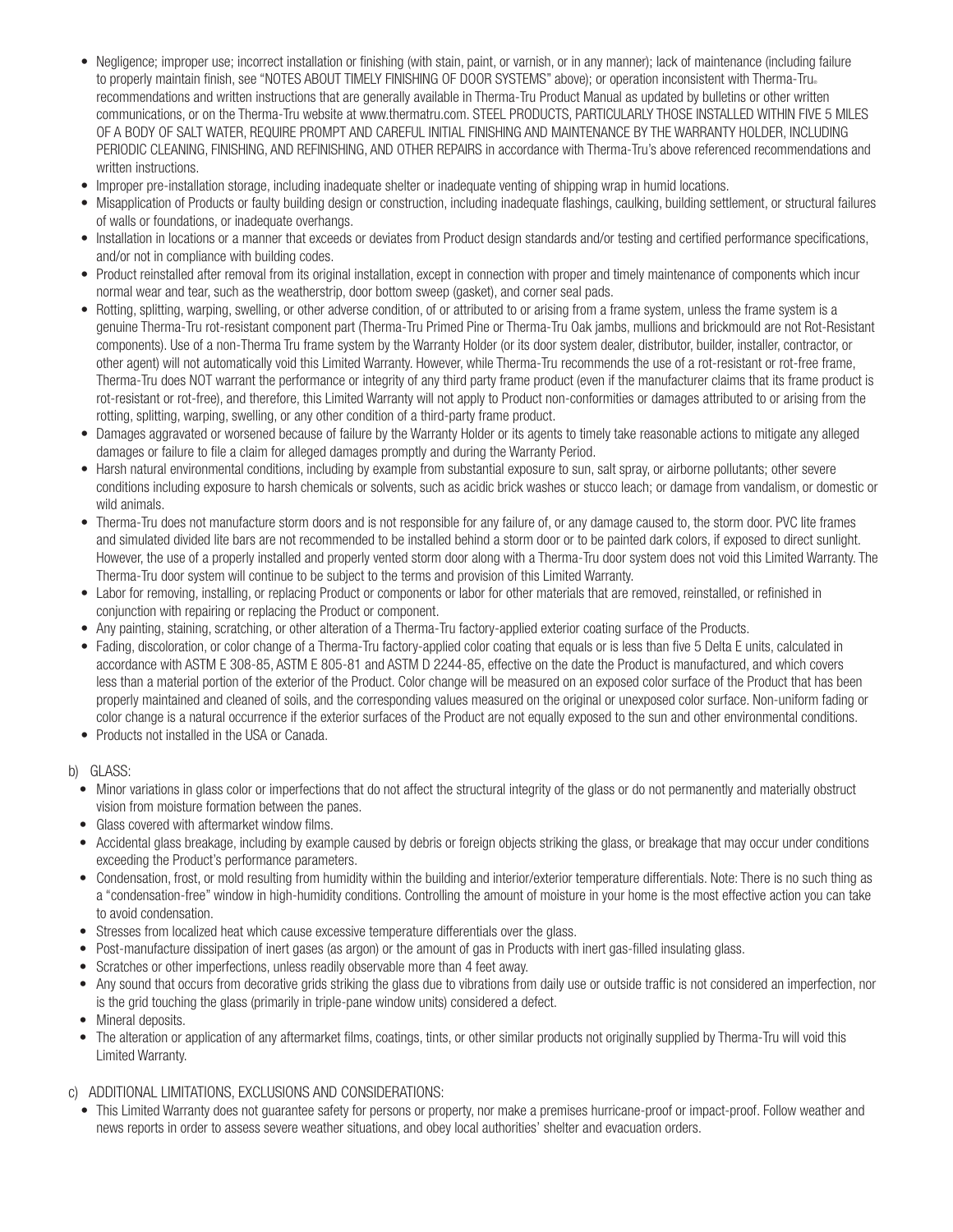- Negligence; improper use; incorrect installation or finishing (with stain, paint, or varnish, or in any manner); lack of maintenance (including failure to properly maintain finish, see "NOTES ABOUT TIMELY FINISHING OF DOOR SYSTEMS" above); or operation inconsistent with Therma-Tru® recommendations and written instructions that are generally available in Therma-Tru Product Manual as updated by bulletins or other written communications, or on the Therma-Tru website at www.thermatru.com. STEEL PRODUCTS, PARTICULARLY THOSE INSTALLED WITHIN FIVE 5 MILES OF A BODY OF SALT WATER, REQUIRE PROMPT AND CAREFUL INITIAL FINISHING AND MAINTENANCE BY THE WARRANTY HOLDER, INCLUDING PERIODIC CLEANING, FINISHING, AND REFINISHING, AND OTHER REPAIRS in accordance with Therma-Tru's above referenced recommendations and written instructions.
- Improper pre-installation storage, including inadequate shelter or inadequate venting of shipping wrap in humid locations.
- Misapplication of Products or faulty building design or construction, including inadequate flashings, caulking, building settlement, or structural failures of walls or foundations, or inadequate overhangs.
- Installation in locations or a manner that exceeds or deviates from Product design standards and/or testing and certified performance specifications, and/or not in compliance with building codes.
- Product reinstalled after removal from its original installation, except in connection with proper and timely maintenance of components which incur normal wear and tear, such as the weatherstrip, door bottom sweep (gasket), and corner seal pads.
- Rotting, splitting, warping, swelling, or other adverse condition, of or attributed to or arising from a frame system, unless the frame system is a genuine Therma-Tru rot-resistant component part (Therma-Tru Primed Pine or Therma-Tru Oak jambs, mullions and brickmould are not Rot-Resistant components). Use of a non-Therma Tru frame system by the Warranty Holder (or its door system dealer, distributor, builder, installer, contractor, or other agent) will not automatically void this Limited Warranty. However, while Therma-Tru recommends the use of a rot-resistant or rot-free frame, Therma-Tru does NOT warrant the performance or integrity of any third party frame product (even if the manufacturer claims that its frame product is rot-resistant or rot-free), and therefore, this Limited Warranty will not apply to Product non-conformities or damages attributed to or arising from the rotting, splitting, warping, swelling, or any other condition of a third-party frame product.
- Damages aggravated or worsened because of failure by the Warranty Holder or its agents to timely take reasonable actions to mitigate any alleged damages or failure to file a claim for alleged damages promptly and during the Warranty Period.
- Harsh natural environmental conditions, including by example from substantial exposure to sun, salt spray, or airborne pollutants; other severe conditions including exposure to harsh chemicals or solvents, such as acidic brick washes or stucco leach; or damage from vandalism, or domestic or wild animals.
- Therma-Tru does not manufacture storm doors and is not responsible for any failure of, or any damage caused to, the storm door. PVC lite frames and simulated divided lite bars are not recommended to be installed behind a storm door or to be painted dark colors, if exposed to direct sunlight. However, the use of a properly installed and properly vented storm door along with a Therma-Tru door system does not void this Limited Warranty. The Therma-Tru door system will continue to be subject to the terms and provision of this Limited Warranty.
- Labor for removing, installing, or replacing Product or components or labor for other materials that are removed, reinstalled, or refinished in conjunction with repairing or replacing the Product or component.
- Any painting, staining, scratching, or other alteration of a Therma-Tru factory-applied exterior coating surface of the Products.
- Fading, discoloration, or color change of a Therma-Tru factory-applied color coating that equals or is less than five 5 Delta E units, calculated in accordance with ASTM E 308-85, ASTM E 805-81 and ASTM D 2244-85, effective on the date the Product is manufactured, and which covers less than a material portion of the exterior of the Product. Color change will be measured on an exposed color surface of the Product that has been properly maintained and cleaned of soils, and the corresponding values measured on the original or unexposed color surface. Non-uniform fading or color change is a natural occurrence if the exterior surfaces of the Product are not equally exposed to the sun and other environmental conditions.
- Products not installed in the USA or Canada.

b) GLASS:

- Minor variations in glass color or imperfections that do not affect the structural integrity of the glass or do not permanently and materially obstruct vision from moisture formation between the panes.
- Glass covered with aftermarket window films.
- Accidental glass breakage, including by example caused by debris or foreign objects striking the glass, or breakage that may occur under conditions exceeding the Product's performance parameters.
- Condensation, frost, or mold resulting from humidity within the building and interior/exterior temperature differentials. Note: There is no such thing as a "condensation-free" window in high-humidity conditions. Controlling the amount of moisture in your home is the most effective action you can take to avoid condensation.
- Stresses from localized heat which cause excessive temperature differentials over the glass.
- Post-manufacture dissipation of inert gases (as argon) or the amount of gas in Products with inert gas-filled insulating glass.
- Scratches or other imperfections, unless readily observable more than 4 feet away.
- Any sound that occurs from decorative grids striking the glass due to vibrations from daily use or outside traffic is not considered an imperfection, nor is the grid touching the glass (primarily in triple-pane window units) considered a defect.
- Mineral deposits.
- The alteration or application of any aftermarket films, coatings, tints, or other similar products not originally supplied by Therma-Tru will void this Limited Warranty.

c) ADDITIONAL LIMITATIONS, EXCLUSIONS AND CONSIDERATIONS:

- This Limited Warranty does not guarantee safety for persons or property, nor make a premises hurricane-proof or impact-proof. Follow weather and news reports in order to assess severe weather situations, and obey local authorities' shelter and evacuation orders.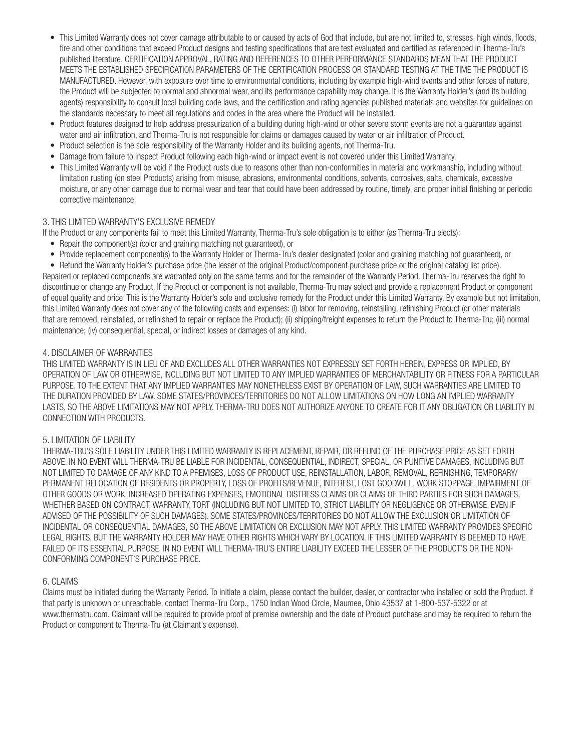- This Limited Warranty does not cover damage attributable to or caused by acts of God that include, but are not limited to, stresses, high winds, floods, fire and other conditions that exceed Product designs and testing specifications that are test evaluated and certified as referenced in Therma-Tru's published literature. CERTIFICATION APPROVAL, RATING AND REFERENCES TO OTHER PERFORMANCE STANDARDS MEAN THAT THE PRODUCT MEETS THE ESTABLISHED SPECIFICATION PARAMETERS OF THE CERTIFICATION PROCESS OR STANDARD TESTING AT THE TIME THE PRODUCT IS MANUFACTURED. However, with exposure over time to environmental conditions, including by example high-wind events and other forces of nature, the Product will be subjected to normal and abnormal wear, and its performance capability may change. It is the Warranty Holder's (and its building agents) responsibility to consult local building code laws, and the certification and rating agencies published materials and websites for guidelines on the standards necessary to meet all regulations and codes in the area where the Product will be installed.
- Product features designed to help address pressurization of a building during high-wind or other severe storm events are not a guarantee against water and air infiltration, and Therma-Tru is not responsible for claims or damages caused by water or air infiltration of Product.
- Product selection is the sole responsibility of the Warranty Holder and its building agents, not Therma-Tru.
- Damage from failure to inspect Product following each high-wind or impact event is not covered under this Limited Warranty.
- This Limited Warranty will be void if the Product rusts due to reasons other than non-conformities in material and workmanship, including without limitation rusting (on steel Products) arising from misuse, abrasions, environmental conditions, solvents, corrosives, salts, chemicals, excessive moisture, or any other damage due to normal wear and tear that could have been addressed by routine, timely, and proper initial finishing or periodic corrective maintenance.

## 3. THIS LIMITED WARRANTY'S EXCLUSIVE REMEDY

If the Product or any components fail to meet this Limited Warranty, Therma-Tru's sole obligation is to either (as Therma-Tru elects):

- Repair the component(s) (color and graining matching not guaranteed), or
- Provide replacement component(s) to the Warranty Holder or Therma-Tru's dealer designated (color and graining matching not guaranteed), or
- Refund the Warranty Holder's purchase price (the lesser of the original Product/component purchase price or the original catalog list price).

Repaired or replaced components are warranted only on the same terms and for the remainder of the Warranty Period. Therma-Tru reserves the right to discontinue or change any Product. If the Product or component is not available, Therma-Tru may select and provide a replacement Product or component of equal quality and price. This is the Warranty Holder's sole and exclusive remedy for the Product under this Limited Warranty. By example but not limitation, this Limited Warranty does not cover any of the following costs and expenses: (i) labor for removing, reinstalling, refinishing Product (or other materials that are removed, reinstalled, or refinished to repair or replace the Product); (ii) shipping/freight expenses to return the Product to Therma-Tru; (iii) normal maintenance; (iv) consequential, special, or indirect losses or damages of any kind.

## 4. DISCLAIMER OF WARRANTIES

THIS LIMITED WARRANTY IS IN LIEU OF AND EXCLUDES ALL OTHER WARRANTIES NOT EXPRESSLY SET FORTH HEREIN, EXPRESS OR IMPLIED, BY OPERATION OF LAW OR OTHERWISE, INCLUDING BUT NOT LIMITED TO ANY IMPLIED WARRANTIES OF MERCHANTABILITY OR FITNESS FOR A PARTICULAR PURPOSE. TO THE EXTENT THAT ANY IMPLIED WARRANTIES MAY NONETHELESS EXIST BY OPERATION OF LAW, SUCH WARRANTIES ARE LIMITED TO THE DURATION PROVIDED BY LAW. SOME STATES/PROVINCES/TERRITORIES DO NOT ALLOW LIMITATIONS ON HOW LONG AN IMPLIED WARRANTY LASTS, SO THE ABOVE LIMITATIONS MAY NOT APPLY. THERMA-TRU DOES NOT AUTHORIZE ANYONE TO CREATE FOR IT ANY OBLIGATION OR LIABILITY IN CONNECTION WITH PRODUCTS.

## 5. LIMITATION OF LIABILITY

THERMA-TRU'S SOLE LIABILITY UNDER THIS LIMITED WARRANTY IS REPLACEMENT, REPAIR, OR REFUND OF THE PURCHASE PRICE AS SET FORTH ABOVE. IN NO EVENT WILL THERMA-TRU BE LIABLE FOR INCIDENTAL, CONSEQUENTIAL, INDIRECT, SPECIAL, OR PUNITIVE DAMAGES, INCLUDING BUT NOT LIMITED TO DAMAGE OF ANY KIND TO A PREMISES, LOSS OF PRODUCT USE, REINSTALLATION, LABOR, REMOVAL, REFINISHING, TEMPORARY/PERMANENT RELOCATION OF RESIDENTS OR PROPERTY, LOSS OF PROFITS/REVENUE, INTEREST, LOST GOODWILL, WORK STOPPAGE, IMPAIRMENT OF OTHER GOODS OR WORK, INCREASED OPERATING EXPENSES, EMOTIONAL DISTRESS CLAIMS OR CLAIMS OF THIRD PARTIES FOR SUCH DAMAGES, WHETHER BASED ON CONTRACT, WARRANTY, TORT (INCLUDING BUT NOT LIMITED TO, STRICT LIABILITY OR NEGLIGENCE OR OTHERWISE, EVEN IF ADVISED OF THE POSSIBILITY OF SUCH DAMAGES). SOME STATES/PROVINCES/TERRITORIES DO NOT ALLOW THE EXCLUSION OR LIMITATION OF INCIDENTAL OR CONSEQUENTIAL DAMAGES, SO THE ABOVE LIMITATION OR EXCLUSION MAY NOT APPLY. THIS LIMITED WARRANTY PROVIDES SPECIFIC LEGAL RIGHTS, BUT THE WARRANTY HOLDER MAY HAVE OTHER RIGHTS WHICH VARY BY LOCATION. IF THIS LIMITED WARRANTY IS DEEMED TO HAVE FAILED OF ITS ESSENTIAL PURPOSE, IN NO EVENT WILL THERMA-TRU'S ENTIRE LIABILITY EXCEED THE LESSER OF THE PRODUCT'S OR THE NON-CONFORMING COMPONENT'S PURCHASE PRICE.

## 6. CLAIMS

Claims must be initiated during the Warranty Period. To initiate a claim, please contact the builder, dealer, or contractor who installed or sold the Product. If that party is unknown or unreachable, contact Therma-Tru Corp., 1750 Indian Wood Circle, Maumee, Ohio 43537 at 1-800-537-5322 or at www.thermatru.com. Claimant will be required to provide proof of premise ownership and the date of Product purchase and may be required to return the Product or component to Therma-Tru (at Claimant's expense).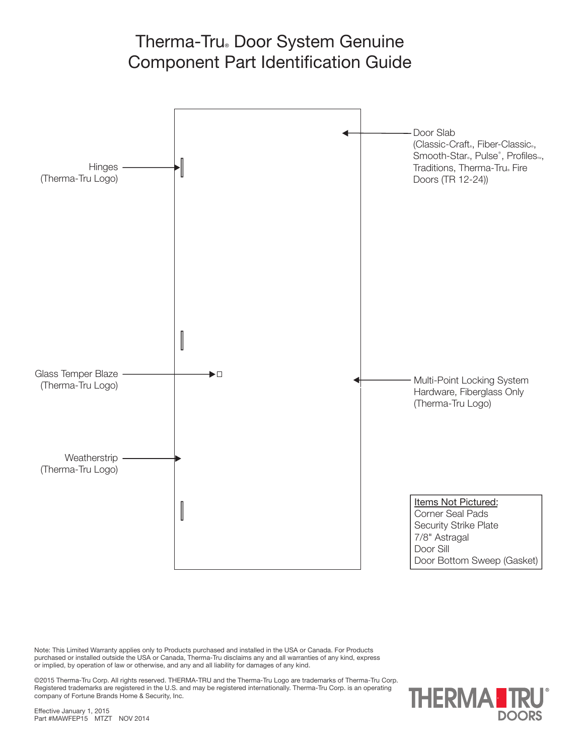# Therma-Tru® Door System Genuine Component Part Identification Guide

Door Slab
(Classic-Craft®, Fiber-Classic®, Smooth-Star®, Pulse®, Profiles™, Traditions, Therma-Tru® Fire Doors (TR 12-24))

Hinges
(Therma-Tru Logo)

Glass Temper Blaze
(Therma-Tru Logo)

Multi-Point Locking System Hardware, Fiberglass Only
(Therma-Tru Logo)

Weatherstrip
(Therma-Tru Logo)

Items Not Pictured:
- Corner Seal Pads
- Security Strike Plate
- 7/8" Astragal
- Door Sill
- Door Bottom Sweep (Gasket)

Note: This Limited Warranty applies only to Products purchased and installed in the USA or Canada. For Products purchased or installed outside the USA or Canada, Therma-Tru disclaims any and all warranties of any kind, express or implied, by operation of law or otherwise, and any and all liability for damages of any kind.

©2015 Therma-Tru Corp. All rights reserved. THERMA-TRU and the Therma-Tru Logo are trademarks of Therma-Tru Corp. Registered trademarks are registered in the U.S. and may be registered internationally. Therma-Tru Corp. is an operating company of Fortune Brands Home & Security, Inc.

Effective January 1, 2015
Part #MAWFEP15 MTZT NOV 2014

THERMA TRU® DOORS